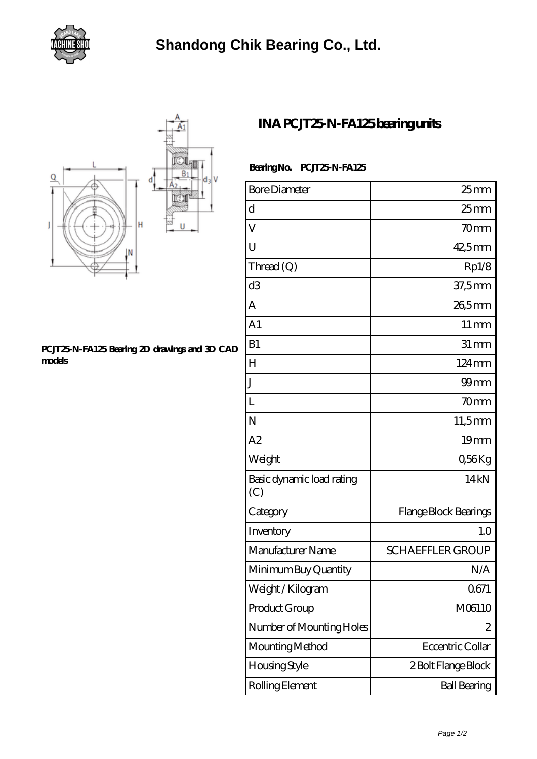# Shandong Chik Bearing Co., Ltd.

## INA PCJT25-N-FA125 bearing units

PCJT25-N-FA125 Bearing 2D drawings and 3D CAD models

**Bearing No.** PCJT25-N-FA125

| | |
|---|---|
| Bore Diameter | 25 mm |
| d | 25 mm |
| V | 70 mm |
| U | 42,5 mm |
| Thread (Q) | Rp1/8 |
| d3 | 37,5 mm |
| A | 26,5 mm |
| A1 | 11 mm |
| B1 | 31 mm |
| H | 124 mm |
| J | 99 mm |
| L | 70 mm |
| N | 11,5 mm |
| A2 | 19 mm |
| Weight | 0,56 Kg |
| Basic dynamic load rating (C) | 14 kN |
| Category | Flange Block Bearings |
| Inventory | 1.0 |
| Manufacturer Name | SCHAEFFLER GROUP |
| Minimum Buy Quantity | N/A |
| Weight / Kilogram | 0.671 |
| Product Group | M06110 |
| Number of Mounting Holes | 2 |
| Mounting Method | Eccentric Collar |
| Housing Style | 2 Bolt Flange Block |
| Rolling Element | Ball Bearing |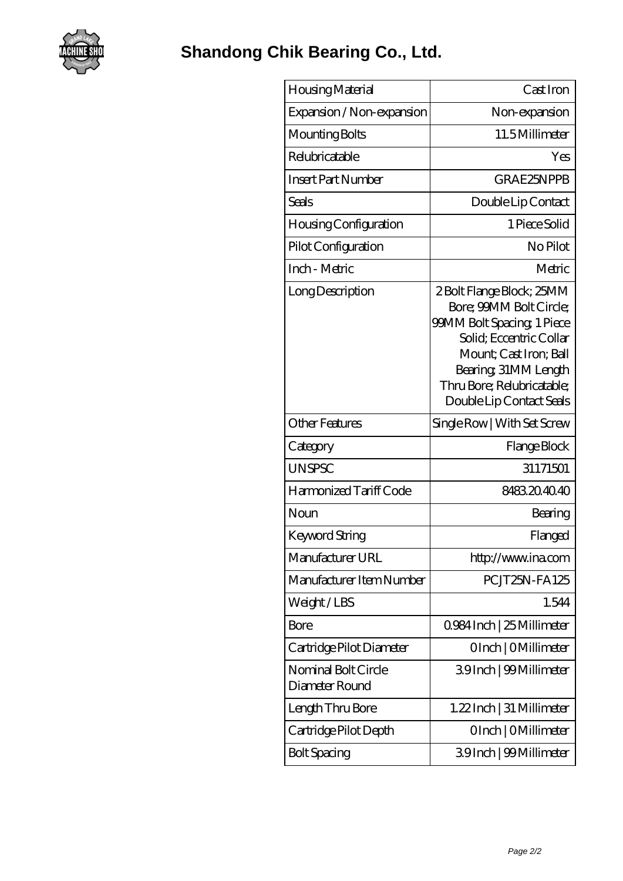# Shandong Chik Bearing Co., Ltd.

| | |
|---|---|
| Housing Material | Cast Iron |
| Expansion / Non-expansion | Non-expansion |
| Mounting Bolts | 11.5 Millimeter |
| Relubricatable | Yes |
| Insert Part Number | GRAE25NPPB |
| Seals | Double Lip Contact |
| Housing Configuration | 1 Piece Solid |
| Pilot Configuration | No Pilot |
| Inch - Metric | Metric |
| Long Description | 2 Bolt Flange Block; 25MM Bore; 99MM Bolt Circle; 99MM Bolt Spacing; 1 Piece Solid; Eccentric Collar Mount; Cast Iron; Ball Bearing; 31MM Length Thru Bore; Relubricatable; Double Lip Contact Seals |
| Other Features | Single Row \| With Set Screw |
| Category | Flange Block |
| UNSPSC | 31171501 |
| Harmonized Tariff Code | 8483.20.40.40 |
| Noun | Bearing |
| Keyword String | Flanged |
| Manufacturer URL | http://www.ina.com |
| Manufacturer Item Number | PCJT25N-FA125 |
| Weight / LBS | 1.544 |
| Bore | 0.984 Inch \| 25 Millimeter |
| Cartridge Pilot Diameter | 0 Inch \| 0 Millimeter |
| Nominal Bolt Circle Diameter Round | 3.9 Inch \| 99 Millimeter |
| Length Thru Bore | 1.22 Inch \| 31 Millimeter |
| Cartridge Pilot Depth | 0 Inch \| 0 Millimeter |
| Bolt Spacing | 3.9 Inch \| 99 Millimeter |